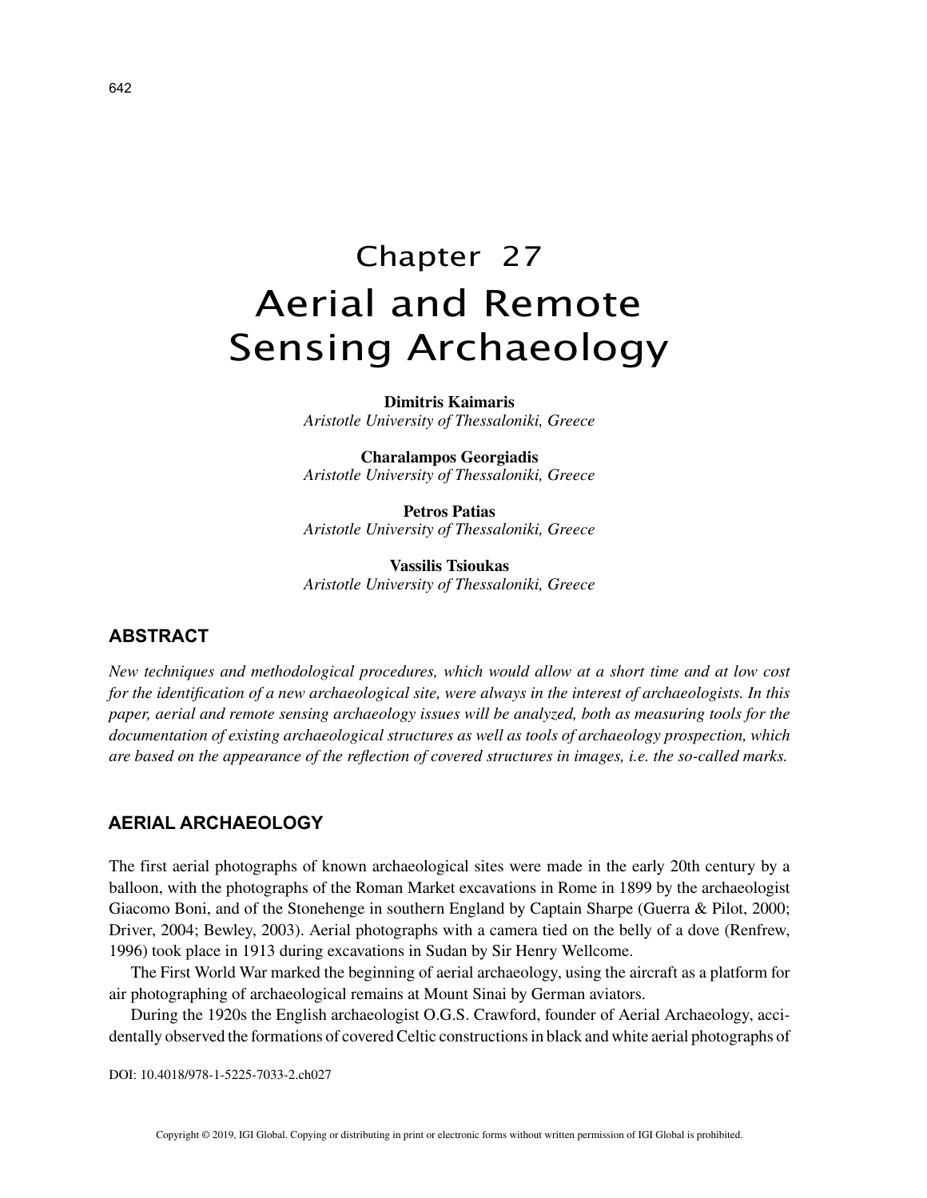# Chapter 27
# Aerial and Remote Sensing Archaeology

**Dimitris Kaimaris**
*Aristotle University of Thessaloniki, Greece*

**Charalampos Georgiadis**
*Aristotle University of Thessaloniki, Greece*

**Petros Patias**
*Aristotle University of Thessaloniki, Greece*

**Vassilis Tsioukas**
*Aristotle University of Thessaloniki, Greece*

## ABSTRACT

*New techniques and methodological procedures, which would allow at a short time and at low cost for the identification of a new archaeological site, were always in the interest of archaeologists. In this paper, aerial and remote sensing archaeology issues will be analyzed, both as measuring tools for the documentation of existing archaeological structures as well as tools of archaeology prospection, which are based on the appearance of the reflection of covered structures in images, i.e. the so-called marks.*

## AERIAL ARCHAEOLOGY

The first aerial photographs of known archaeological sites were made in the early 20th century by a balloon, with the photographs of the Roman Market excavations in Rome in 1899 by the archaeologist Giacomo Boni, and of the Stonehenge in southern England by Captain Sharpe (Guerra & Pilot, 2000; Driver, 2004; Bewley, 2003). Aerial photographs with a camera tied on the belly of a dove (Renfrew, 1996) took place in 1913 during excavations in Sudan by Sir Henry Wellcome.

The First World War marked the beginning of aerial archaeology, using the aircraft as a platform for air photographing of archaeological remains at Mount Sinai by German aviators.

During the 1920s the English archaeologist O.G.S. Crawford, founder of Aerial Archaeology, accidentally observed the formations of covered Celtic constructions in black and white aerial photographs of

DOI: 10.4018/978-1-5225-7033-2.ch027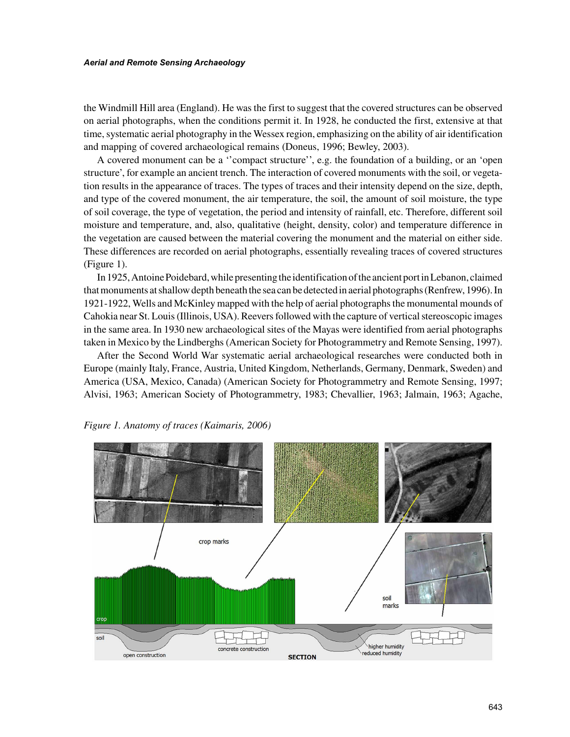the Windmill Hill area (England). He was the first to suggest that the covered structures can be observed on aerial photographs, when the conditions permit it. In 1928, he conducted the first, extensive at that time, systematic aerial photography in the Wessex region, emphasizing on the ability of air identification and mapping of covered archaeological remains (Doneus, 1996; Bewley, 2003).

A covered monument can be a ''compact structure'', e.g. the foundation of a building, or an 'open structure', for example an ancient trench. The interaction of covered monuments with the soil, or vegetation results in the appearance of traces. The types of traces and their intensity depend on the size, depth, and type of the covered monument, the air temperature, the soil, the amount of soil moisture, the type of soil coverage, the type of vegetation, the period and intensity of rainfall, etc. Therefore, different soil moisture and temperature, and, also, qualitative (height, density, color) and temperature difference in the vegetation are caused between the material covering the monument and the material on either side. These differences are recorded on aerial photographs, essentially revealing traces of covered structures (Figure 1).

In 1925, Antoine Poidebard, while presenting the identification of the ancient port in Lebanon, claimed that monuments at shallow depth beneath the sea can be detected in aerial photographs (Renfrew, 1996). In 1921-1922, Wells and McKinley mapped with the help of aerial photographs the monumental mounds of Cahokia near St. Louis (Illinois, USA). Reevers followed with the capture of vertical stereoscopic images in the same area. In 1930 new archaeological sites of the Mayas were identified from aerial photographs taken in Mexico by the Lindberghs (American Society for Photogrammetry and Remote Sensing, 1997).

After the Second World War systematic aerial archaeological researches were conducted both in Europe (mainly Italy, France, Austria, United Kingdom, Netherlands, Germany, Denmark, Sweden) and America (USA, Mexico, Canada) (American Society for Photogrammetry and Remote Sensing, 1997; Alvisi, 1963; American Society of Photogrammetry, 1983; Chevallier, 1963; Jalmain, 1963; Agache,

*Figure 1. Anatomy of traces (Kaimaris, 2006)*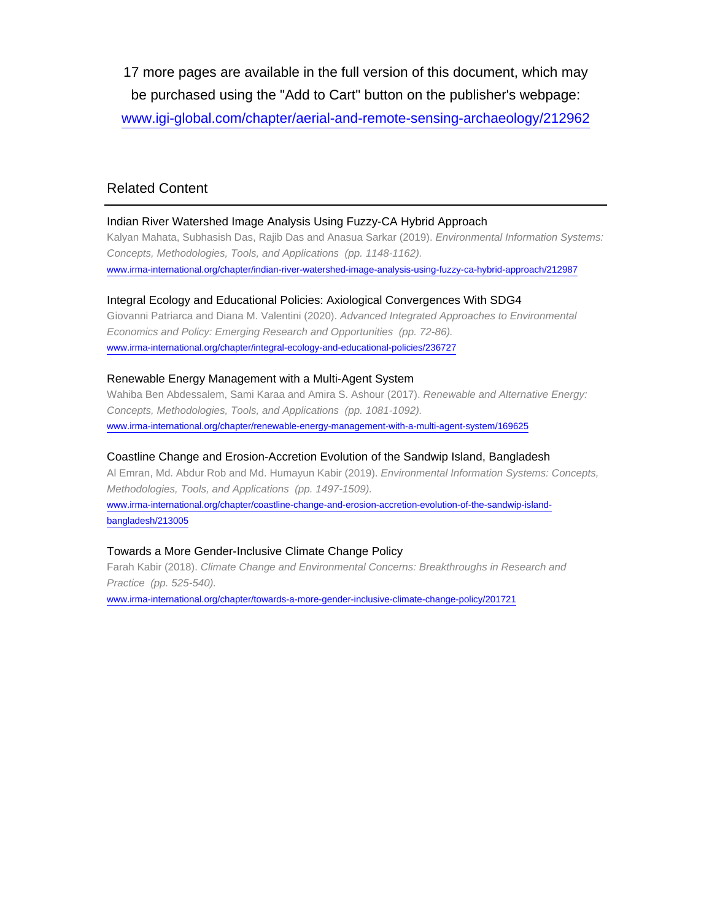17 more pages are available in the full version of this document, which may be purchased using the "Add to Cart" button on the publisher's webpage:
www.igi-global.com/chapter/aerial-and-remote-sensing-archaeology/212962

## Related Content

Indian River Watershed Image Analysis Using Fuzzy-CA Hybrid Approach
Kalyan Mahata, Subhasish Das, Rajib Das and Anasua Sarkar (2019). *Environmental Information Systems: Concepts, Methodologies, Tools, and Applications (pp. 1148-1162).*
www.irma-international.org/chapter/indian-river-watershed-image-analysis-using-fuzzy-ca-hybrid-approach/212987

Integral Ecology and Educational Policies: Axiological Convergences With SDG4
Giovanni Patriarca and Diana M. Valentini (2020). *Advanced Integrated Approaches to Environmental Economics and Policy: Emerging Research and Opportunities (pp. 72-86).*
www.irma-international.org/chapter/integral-ecology-and-educational-policies/236727

Renewable Energy Management with a Multi-Agent System
Wahiba Ben Abdessalem, Sami Karaa and Amira S. Ashour (2017). *Renewable and Alternative Energy: Concepts, Methodologies, Tools, and Applications (pp. 1081-1092).*
www.irma-international.org/chapter/renewable-energy-management-with-a-multi-agent-system/169625

Coastline Change and Erosion-Accretion Evolution of the Sandwip Island, Bangladesh
Al Emran, Md. Abdur Rob and Md. Humayun Kabir (2019). *Environmental Information Systems: Concepts, Methodologies, Tools, and Applications (pp. 1497-1509).*
www.irma-international.org/chapter/coastline-change-and-erosion-accretion-evolution-of-the-sandwip-island-bangladesh/213005

Towards a More Gender-Inclusive Climate Change Policy
Farah Kabir (2018). *Climate Change and Environmental Concerns: Breakthroughs in Research and Practice (pp. 525-540).*
www.irma-international.org/chapter/towards-a-more-gender-inclusive-climate-change-policy/201721